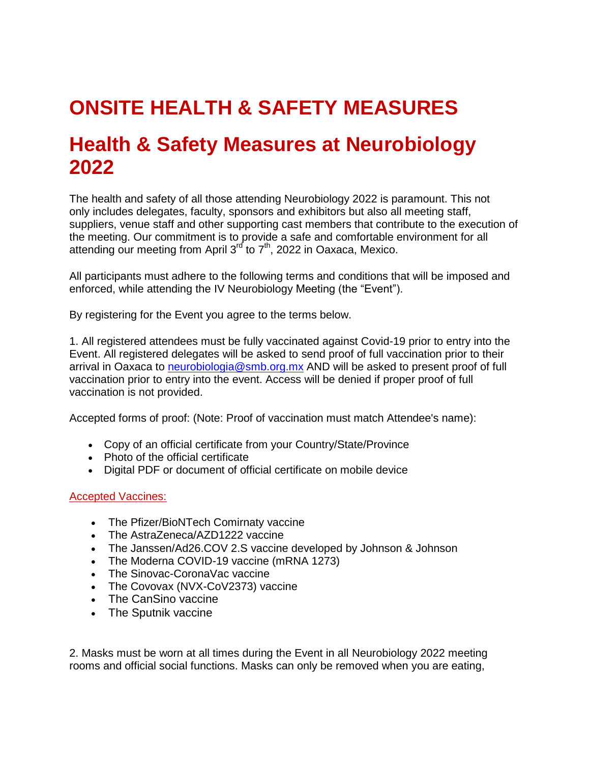# ONSITE HEALTH & SAFETY MEASURES

# Health & Safety Measures at Neurobiology 2022

The health and safety of all those attending Neurobiology 2022 is paramount. This not only includes delegates, faculty, sponsors and exhibitors but also all meeting staff, suppliers, venue staff and other supporting cast members that contribute to the execution of the meeting. Our commitment is to provide a safe and comfortable environment for all attending our meeting from April 3rd to 7th, 2022 in Oaxaca, Mexico.

All participants must adhere to the following terms and conditions that will be imposed and enforced, while attending the IV Neurobiology Meeting (the "Event").

By registering for the Event you agree to the terms below.

1. All registered attendees must be fully vaccinated against Covid-19 prior to entry into the Event. All registered delegates will be asked to send proof of full vaccination prior to their arrival in Oaxaca to neurobiologia@smb.org.mx AND will be asked to present proof of full vaccination prior to entry into the event. Access will be denied if proper proof of full vaccination is not provided.

Accepted forms of proof: (Note: Proof of vaccination must match Attendee's name):

- Copy of an official certificate from your Country/State/Province
- Photo of the official certificate
- Digital PDF or document of official certificate on mobile device

Accepted Vaccines:

- The Pfizer/BioNTech Comirnaty vaccine
- The AstraZeneca/AZD1222 vaccine
- The Janssen/Ad26.COV 2.S vaccine developed by Johnson & Johnson
- The Moderna COVID-19 vaccine (mRNA 1273)
- The Sinovac-CoronaVac vaccine
- The Covovax (NVX-CoV2373) vaccine
- The CanSino vaccine
- The Sputnik vaccine

2. Masks must be worn at all times during the Event in all Neurobiology 2022 meeting rooms and official social functions. Masks can only be removed when you are eating,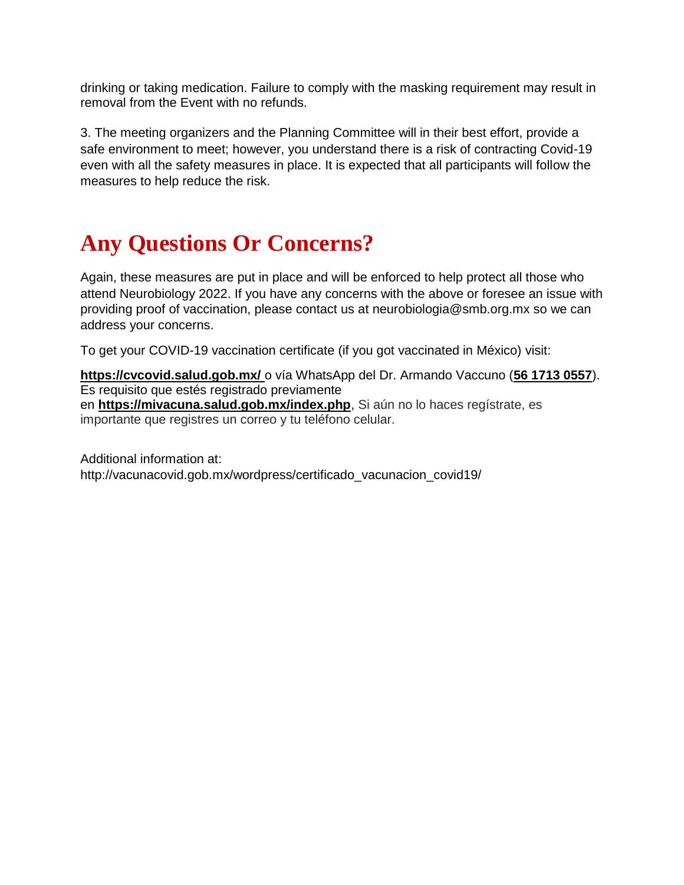drinking or taking medication. Failure to comply with the masking requirement may result in removal from the Event with no refunds.

3. The meeting organizers and the Planning Committee will in their best effort, provide a safe environment to meet; however, you understand there is a risk of contracting Covid-19 even with all the safety measures in place. It is expected that all participants will follow the measures to help reduce the risk.

# Any Questions Or Concerns?

Again, these measures are put in place and will be enforced to help protect all those who attend Neurobiology 2022. If you have any concerns with the above or foresee an issue with providing proof of vaccination, please contact us at neurobiologia@smb.org.mx so we can address your concerns.

To get your COVID-19 vaccination certificate (if you got vaccinated in México) visit:

**https://cvcovid.salud.gob.mx/** o vía WhatsApp del Dr. Armando Vaccuno (**56 1713 0557**). Es requisito que estés registrado previamente en **https://mivacuna.salud.gob.mx/index.php**, Si aún no lo haces regístrate, es importante que registres un correo y tu teléfono celular.

Additional information at:
http://vacunacovid.gob.mx/wordpress/certificado_vacunacion_covid19/